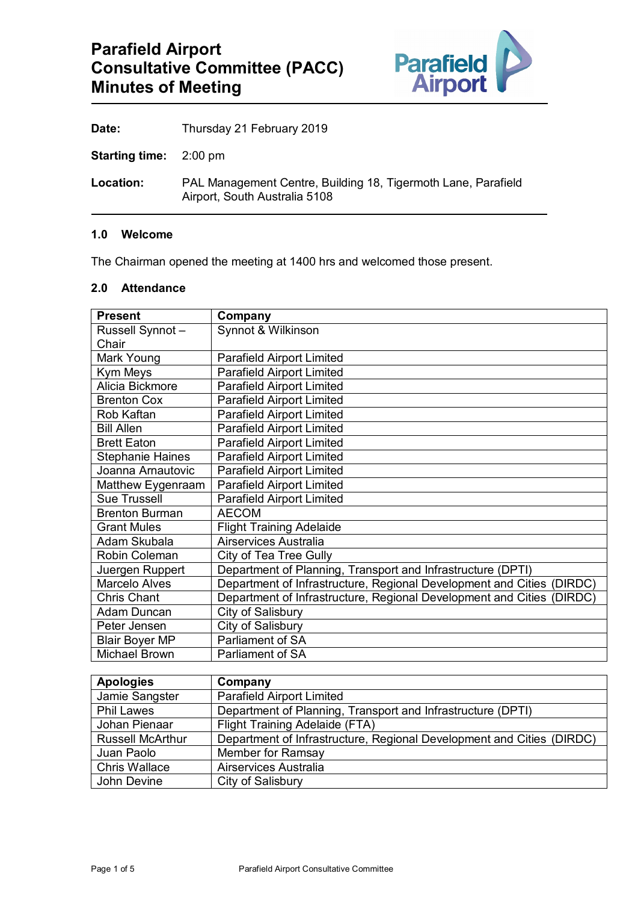# Parafield Airport Consultative Committee (PACC) Minutes of Meeting

**Date:** Thursday 21 February 2019

**Starting time:** 2:00 pm

**Location:** PAL Management Centre, Building 18, Tigermoth Lane, Parafield Airport, South Australia 5108

### 1.0 Welcome

The Chairman opened the meeting at 1400 hrs and welcomed those present.

### 2.0 Attendance

| Present | Company |
|---|---|
| Russell Synnot – Chair | Synnot & Wilkinson |
| Mark Young | Parafield Airport Limited |
| Kym Meys | Parafield Airport Limited |
| Alicia Bickmore | Parafield Airport Limited |
| Brenton Cox | Parafield Airport Limited |
| Rob Kaftan | Parafield Airport Limited |
| Bill Allen | Parafield Airport Limited |
| Brett Eaton | Parafield Airport Limited |
| Stephanie Haines | Parafield Airport Limited |
| Joanna Arnautovic | Parafield Airport Limited |
| Matthew Eygenraam | Parafield Airport Limited |
| Sue Trussell | Parafield Airport Limited |
| Brenton Burman | AECOM |
| Grant Mules | Flight Training Adelaide |
| Adam Skubala | Airservices Australia |
| Robin Coleman | City of Tea Tree Gully |
| Juergen Ruppert | Department of Planning, Transport and Infrastructure (DPTI) |
| Marcelo Alves | Department of Infrastructure, Regional Development and Cities (DIRDC) |
| Chris Chant | Department of Infrastructure, Regional Development and Cities (DIRDC) |
| Adam Duncan | City of Salisbury |
| Peter Jensen | City of Salisbury |
| Blair Boyer MP | Parliament of SA |
| Michael Brown | Parliament of SA |

| Apologies | Company |
|---|---|
| Jamie Sangster | Parafield Airport Limited |
| Phil Lawes | Department of Planning, Transport and Infrastructure (DPTI) |
| Johan Pienaar | Flight Training Adelaide (FTA) |
| Russell McArthur | Department of Infrastructure, Regional Development and Cities (DIRDC) |
| Juan Paolo | Member for Ramsay |
| Chris Wallace | Airservices Australia |
| John Devine | City of Salisbury |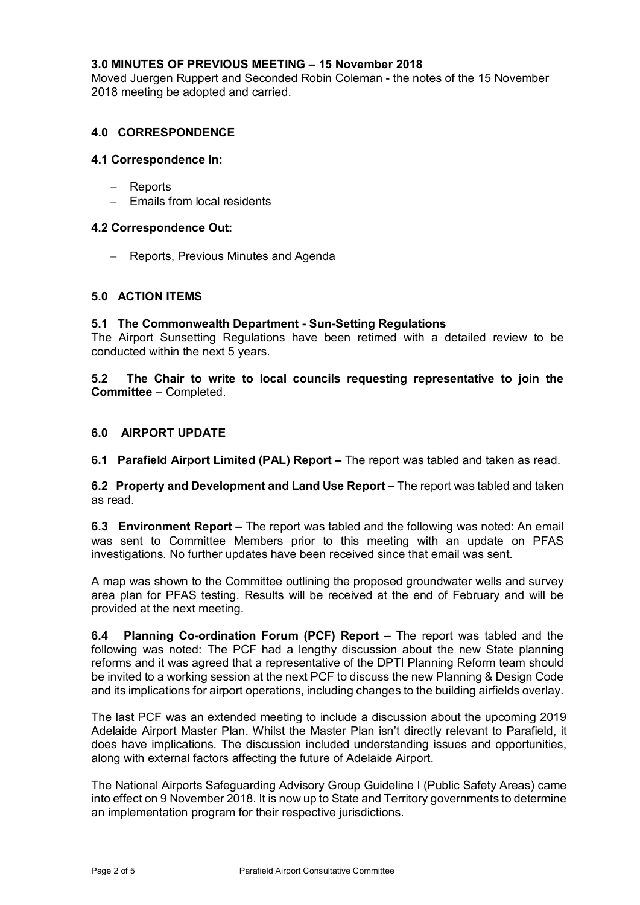### 3.0 MINUTES OF PREVIOUS MEETING – 15 November 2018

Moved Juergen Ruppert and Seconded Robin Coleman - the notes of the 15 November 2018 meeting be adopted and carried.

### 4.0 CORRESPONDENCE

#### 4.1 Correspondence In:

- Reports
- Emails from local residents

#### 4.2 Correspondence Out:

- Reports, Previous Minutes and Agenda

### 5.0 ACTION ITEMS

#### 5.1 The Commonwealth Department - Sun-Setting Regulations

The Airport Sunsetting Regulations have been retimed with a detailed review to be conducted within the next 5 years.

**5.2 The Chair to write to local councils requesting representative to join the Committee** – Completed.

### 6.0 AIRPORT UPDATE

**6.1 Parafield Airport Limited (PAL) Report –** The report was tabled and taken as read.

**6.2 Property and Development and Land Use Report –** The report was tabled and taken as read.

**6.3 Environment Report –** The report was tabled and the following was noted: An email was sent to Committee Members prior to this meeting with an update on PFAS investigations. No further updates have been received since that email was sent.

A map was shown to the Committee outlining the proposed groundwater wells and survey area plan for PFAS testing. Results will be received at the end of February and will be provided at the next meeting.

**6.4 Planning Co-ordination Forum (PCF) Report –** The report was tabled and the following was noted: The PCF had a lengthy discussion about the new State planning reforms and it was agreed that a representative of the DPTI Planning Reform team should be invited to a working session at the next PCF to discuss the new Planning & Design Code and its implications for airport operations, including changes to the building airfields overlay.

The last PCF was an extended meeting to include a discussion about the upcoming 2019 Adelaide Airport Master Plan. Whilst the Master Plan isn't directly relevant to Parafield, it does have implications. The discussion included understanding issues and opportunities, along with external factors affecting the future of Adelaide Airport.

The National Airports Safeguarding Advisory Group Guideline I (Public Safety Areas) came into effect on 9 November 2018. It is now up to State and Territory governments to determine an implementation program for their respective jurisdictions.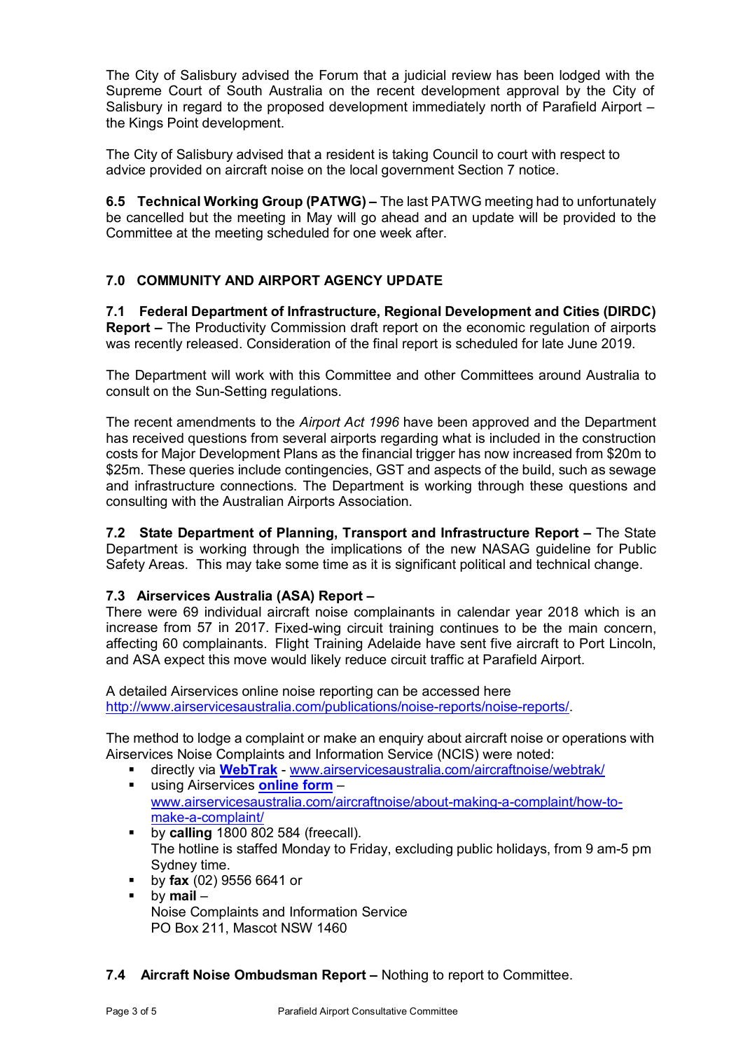The City of Salisbury advised the Forum that a judicial review has been lodged with the Supreme Court of South Australia on the recent development approval by the City of Salisbury in regard to the proposed development immediately north of Parafield Airport – the Kings Point development.

The City of Salisbury advised that a resident is taking Council to court with respect to advice provided on aircraft noise on the local government Section 7 notice.

**6.5 Technical Working Group (PATWG) –** The last PATWG meeting had to unfortunately be cancelled but the meeting in May will go ahead and an update will be provided to the Committee at the meeting scheduled for one week after.

## 7.0 COMMUNITY AND AIRPORT AGENCY UPDATE

**7.1 Federal Department of Infrastructure, Regional Development and Cities (DIRDC) Report –** The Productivity Commission draft report on the economic regulation of airports was recently released. Consideration of the final report is scheduled for late June 2019.

The Department will work with this Committee and other Committees around Australia to consult on the Sun-Setting regulations.

The recent amendments to the *Airport Act 1996* have been approved and the Department has received questions from several airports regarding what is included in the construction costs for Major Development Plans as the financial trigger has now increased from $20m to $25m. These queries include contingencies, GST and aspects of the build, such as sewage and infrastructure connections. The Department is working through these questions and consulting with the Australian Airports Association.

**7.2 State Department of Planning, Transport and Infrastructure Report –** The State Department is working through the implications of the new NASAG guideline for Public Safety Areas. This may take some time as it is significant political and technical change.

**7.3 Airservices Australia (ASA) Report –**
There were 69 individual aircraft noise complainants in calendar year 2018 which is an increase from 57 in 2017. Fixed-wing circuit training continues to be the main concern, affecting 60 complainants. Flight Training Adelaide have sent five aircraft to Port Lincoln, and ASA expect this move would likely reduce circuit traffic at Parafield Airport.

A detailed Airservices online noise reporting can be accessed here http://www.airservicesaustralia.com/publications/noise-reports/noise-reports/.

The method to lodge a complaint or make an enquiry about aircraft noise or operations with Airservices Noise Complaints and Information Service (NCIS) were noted:

- directly via **WebTrak** - www.airservicesaustralia.com/aircraftnoise/webtrak/
- using Airservices **online form** – www.airservicesaustralia.com/aircraftnoise/about-making-a-complaint/how-to-make-a-complaint/
- by **calling** 1800 802 584 (freecall).
  The hotline is staffed Monday to Friday, excluding public holidays, from 9 am-5 pm Sydney time.
- by **fax** (02) 9556 6641 or
- by **mail** –
  Noise Complaints and Information Service
  PO Box 211, Mascot NSW 1460

**7.4 Aircraft Noise Ombudsman Report –** Nothing to report to Committee.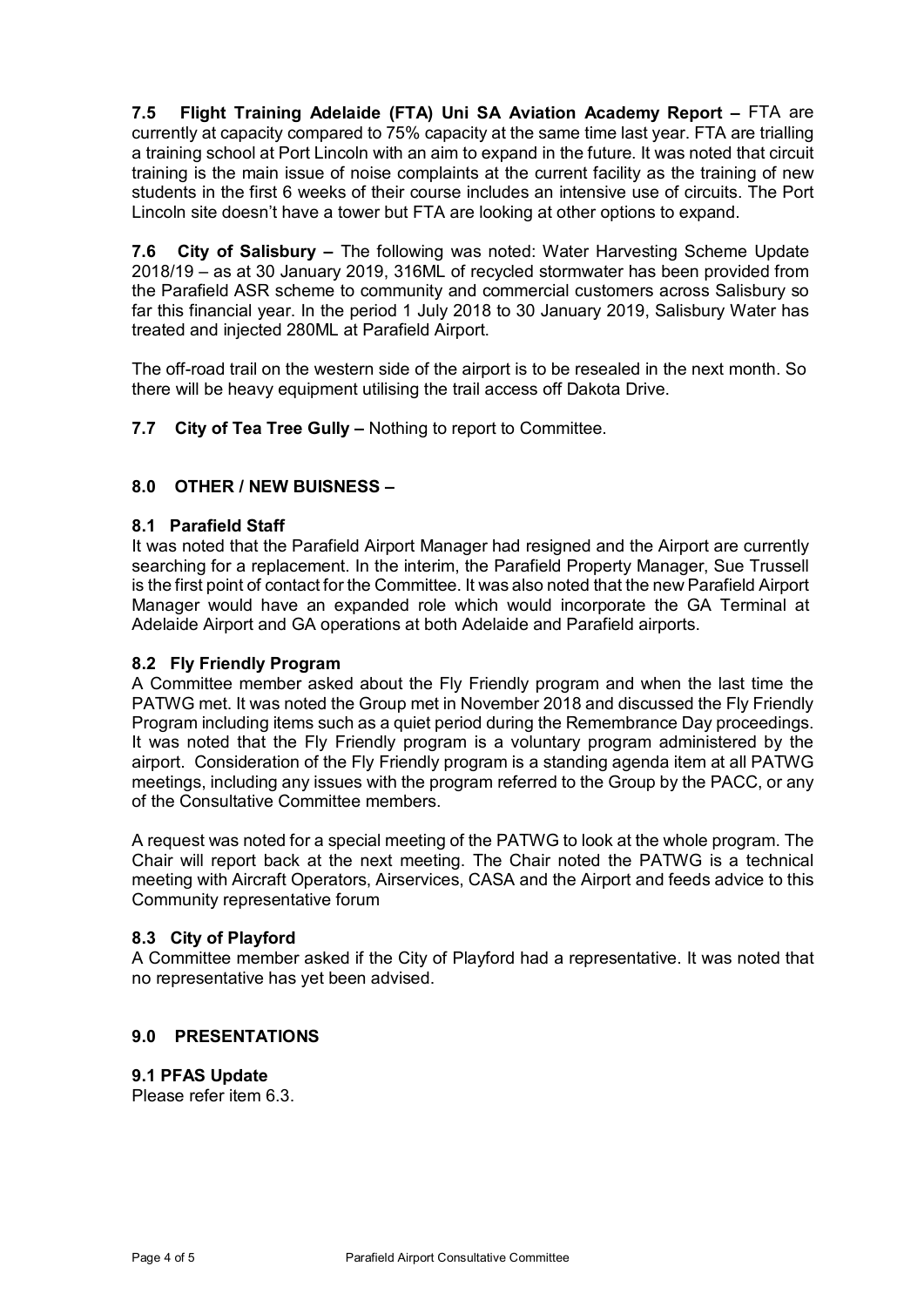**7.5 Flight Training Adelaide (FTA) Uni SA Aviation Academy Report –** FTA are currently at capacity compared to 75% capacity at the same time last year. FTA are trialling a training school at Port Lincoln with an aim to expand in the future. It was noted that circuit training is the main issue of noise complaints at the current facility as the training of new students in the first 6 weeks of their course includes an intensive use of circuits. The Port Lincoln site doesn't have a tower but FTA are looking at other options to expand.

**7.6 City of Salisbury –** The following was noted: Water Harvesting Scheme Update 2018/19 – as at 30 January 2019, 316ML of recycled stormwater has been provided from the Parafield ASR scheme to community and commercial customers across Salisbury so far this financial year. In the period 1 July 2018 to 30 January 2019, Salisbury Water has treated and injected 280ML at Parafield Airport.

The off-road trail on the western side of the airport is to be resealed in the next month. So there will be heavy equipment utilising the trail access off Dakota Drive.

**7.7 City of Tea Tree Gully –** Nothing to report to Committee.

## 8.0 OTHER / NEW BUISNESS –

### 8.1 Parafield Staff

It was noted that the Parafield Airport Manager had resigned and the Airport are currently searching for a replacement. In the interim, the Parafield Property Manager, Sue Trussell is the first point of contact for the Committee. It was also noted that the new Parafield Airport Manager would have an expanded role which would incorporate the GA Terminal at Adelaide Airport and GA operations at both Adelaide and Parafield airports.

### 8.2 Fly Friendly Program

A Committee member asked about the Fly Friendly program and when the last time the PATWG met. It was noted the Group met in November 2018 and discussed the Fly Friendly Program including items such as a quiet period during the Remembrance Day proceedings. It was noted that the Fly Friendly program is a voluntary program administered by the airport. Consideration of the Fly Friendly program is a standing agenda item at all PATWG meetings, including any issues with the program referred to the Group by the PACC, or any of the Consultative Committee members.

A request was noted for a special meeting of the PATWG to look at the whole program. The Chair will report back at the next meeting. The Chair noted the PATWG is a technical meeting with Aircraft Operators, Airservices, CASA and the Airport and feeds advice to this Community representative forum

### 8.3 City of Playford

A Committee member asked if the City of Playford had a representative. It was noted that no representative has yet been advised.

## 9.0 PRESENTATIONS

### 9.1 PFAS Update

Please refer item 6.3.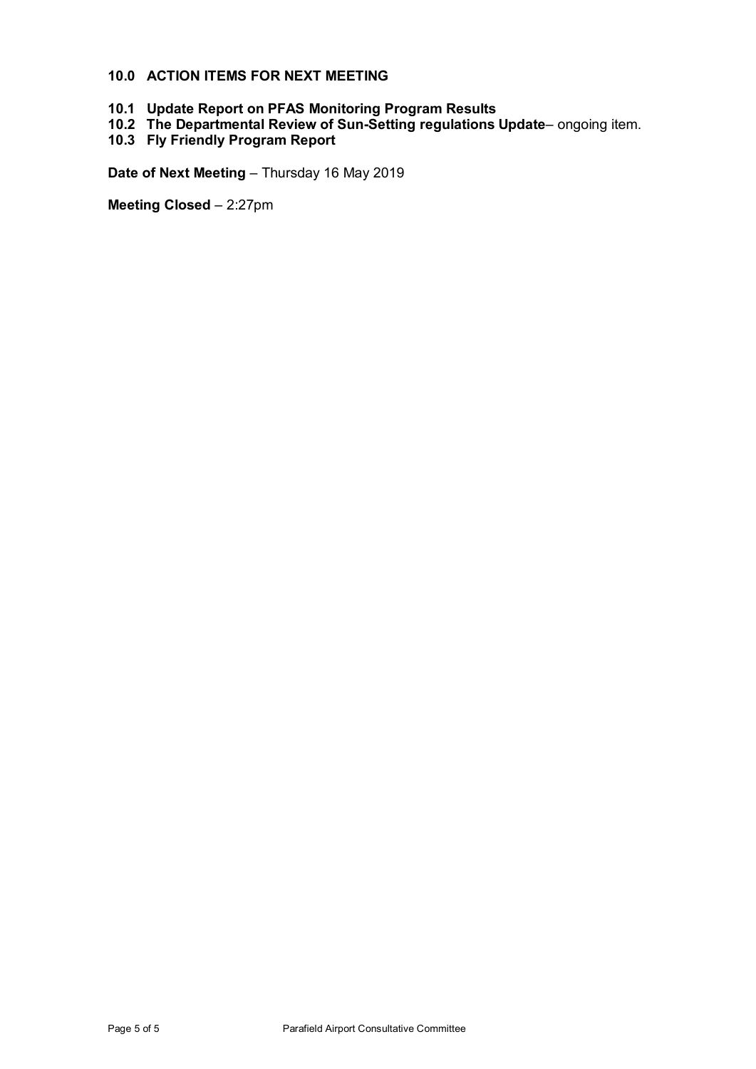## 10.0 ACTION ITEMS FOR NEXT MEETING

**10.1 Update Report on PFAS Monitoring Program Results**
**10.2 The Departmental Review of Sun-Setting regulations Update**– ongoing item.
**10.3 Fly Friendly Program Report**

**Date of Next Meeting** – Thursday 16 May 2019

**Meeting Closed** – 2:27pm